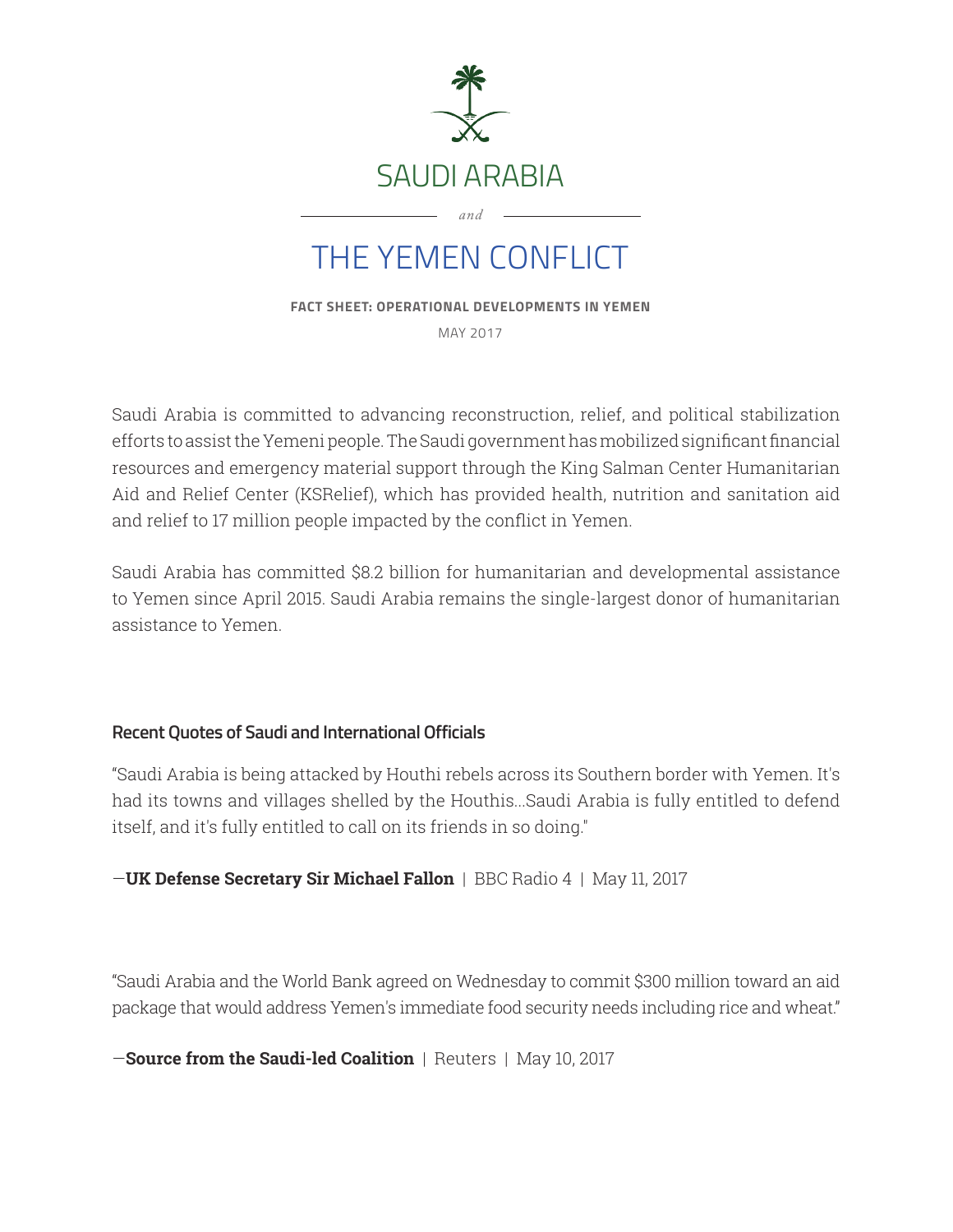# SAUDI ARABIA

*and*

# THE YEMEN CONFLICT

**FACT SHEET: OPERATIONAL DEVELOPMENTS IN YEMEN**

MAY 2017

Saudi Arabia is committed to advancing reconstruction, relief, and political stabilization efforts to assist the Yemeni people. The Saudi government has mobilized significant financial resources and emergency material support through the King Salman Center Humanitarian Aid and Relief Center (KSRelief), which has provided health, nutrition and sanitation aid and relief to 17 million people impacted by the conflict in Yemen.

Saudi Arabia has committed $8.2 billion for humanitarian and developmental assistance to Yemen since April 2015. Saudi Arabia remains the single-largest donor of humanitarian assistance to Yemen.

### Recent Quotes of Saudi and International Officials

"Saudi Arabia is being attacked by Houthi rebels across its Southern border with Yemen. It's had its towns and villages shelled by the Houthis...Saudi Arabia is fully entitled to defend itself, and it's fully entitled to call on its friends in so doing."

—**UK Defense Secretary Sir Michael Fallon** | BBC Radio 4 | May 11, 2017

"Saudi Arabia and the World Bank agreed on Wednesday to commit $300 million toward an aid package that would address Yemen's immediate food security needs including rice and wheat."

—**Source from the Saudi-led Coalition** | Reuters | May 10, 2017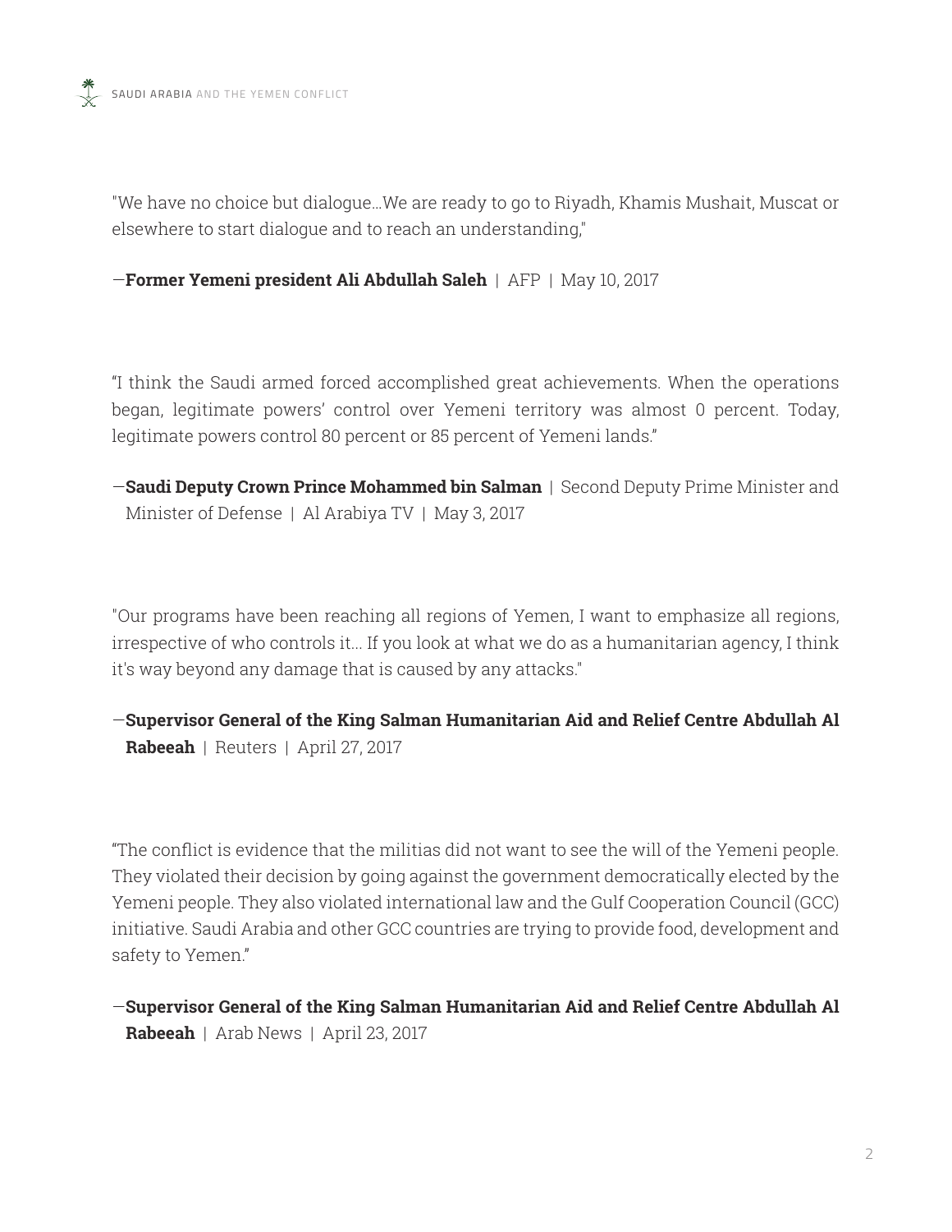"We have no choice but dialogue...We are ready to go to Riyadh, Khamis Mushait, Muscat or elsewhere to start dialogue and to reach an understanding,"

—**Former Yemeni president Ali Abdullah Saleh** | AFP | May 10, 2017

"I think the Saudi armed forced accomplished great achievements. When the operations began, legitimate powers' control over Yemeni territory was almost 0 percent. Today, legitimate powers control 80 percent or 85 percent of Yemeni lands."

—**Saudi Deputy Crown Prince Mohammed bin Salman** | Second Deputy Prime Minister and Minister of Defense | Al Arabiya TV | May 3, 2017

"Our programs have been reaching all regions of Yemen, I want to emphasize all regions, irrespective of who controls it... If you look at what we do as a humanitarian agency, I think it's way beyond any damage that is caused by any attacks."

—**Supervisor General of the King Salman Humanitarian Aid and Relief Centre Abdullah Al Rabeeah** | Reuters | April 27, 2017

"The conflict is evidence that the militias did not want to see the will of the Yemeni people. They violated their decision by going against the government democratically elected by the Yemeni people. They also violated international law and the Gulf Cooperation Council (GCC) initiative. Saudi Arabia and other GCC countries are trying to provide food, development and safety to Yemen."

—**Supervisor General of the King Salman Humanitarian Aid and Relief Centre Abdullah Al Rabeeah** | Arab News | April 23, 2017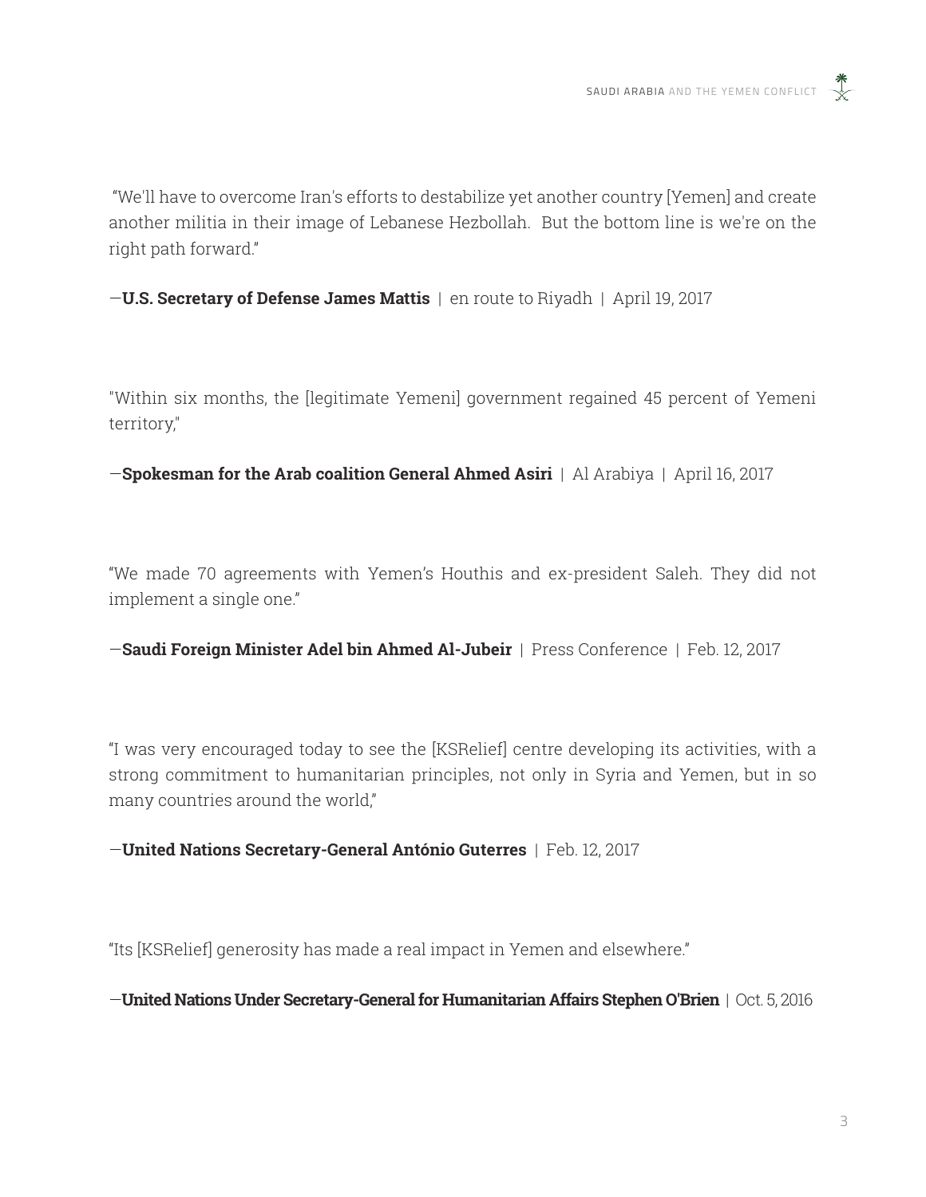"We'll have to overcome Iran's efforts to destabilize yet another country [Yemen] and create another militia in their image of Lebanese Hezbollah. But the bottom line is we're on the right path forward."

—**U.S. Secretary of Defense James Mattis** | en route to Riyadh | April 19, 2017

"Within six months, the [legitimate Yemeni] government regained 45 percent of Yemeni territory,"

—**Spokesman for the Arab coalition General Ahmed Asiri** | Al Arabiya | April 16, 2017

"We made 70 agreements with Yemen's Houthis and ex-president Saleh. They did not implement a single one."

—**Saudi Foreign Minister Adel bin Ahmed Al-Jubeir** | Press Conference | Feb. 12, 2017

"I was very encouraged today to see the [KSRelief] centre developing its activities, with a strong commitment to humanitarian principles, not only in Syria and Yemen, but in so many countries around the world,"

—**United Nations Secretary-General António Guterres** | Feb. 12, 2017

"Its [KSRelief] generosity has made a real impact in Yemen and elsewhere."

—**United Nations Under Secretary-General for Humanitarian Affairs Stephen O'Brien** | Oct. 5, 2016